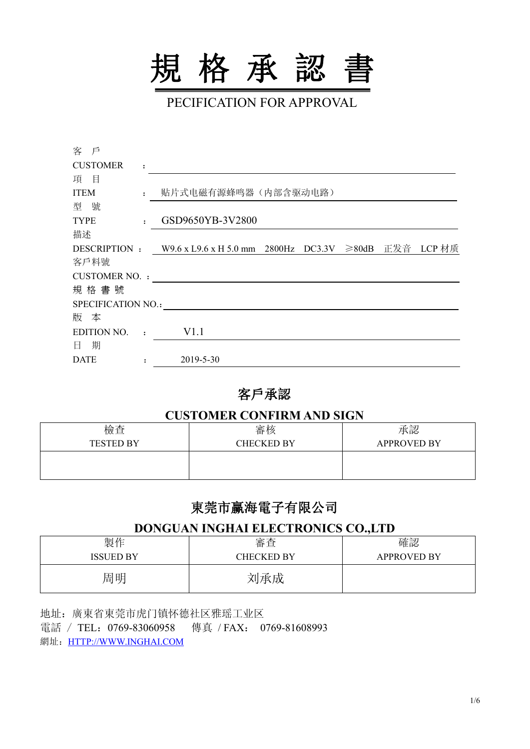# 規 格 承 認 書

PECIFICATION FOR APPROVAL

客　戶
CUSTOMER　　：

項　目
ITEM　　：　贴片式电磁有源蜂鸣器（内部含驱动电路）

型　號
TYPE　　：　GSD9650YB-3V2800

描述
DESCRIPTION ：　W9.6 x L9.6 x H 5.0 mm　2800Hz　DC3.3V　≥80dB　正发音　LCP 材质

客戶料號
CUSTOMER NO. ：

規 格 書 號
SPECIFICATION NO.：

版　本
EDITION NO.　：　V1.1

日　期
DATE　　：　2019-5-30

## 客戶承認

## CUSTOMER CONFIRM AND SIGN

| 檢查<br>TESTED BY | 審核<br>CHECKED BY | 承認<br>APPROVED BY |
| --- | --- | --- |
| | | |

## 東莞市赢海電子有限公司

## DONGUAN INGHAI ELECTRONICS CO.,LTD

| 製作<br>ISSUED BY | 審查<br>CHECKED BY | 確認<br>APPROVED BY |
| --- | --- | --- |
| 周明 | 刘承成 | |

地址：廣東省東莞市虎门镇怀德社区雅瑶工业区
電話 ／ TEL：0769-83060958　　傳真 / FAX：　0769-81608993
網址：HTTP://WWW.INGHAI.COM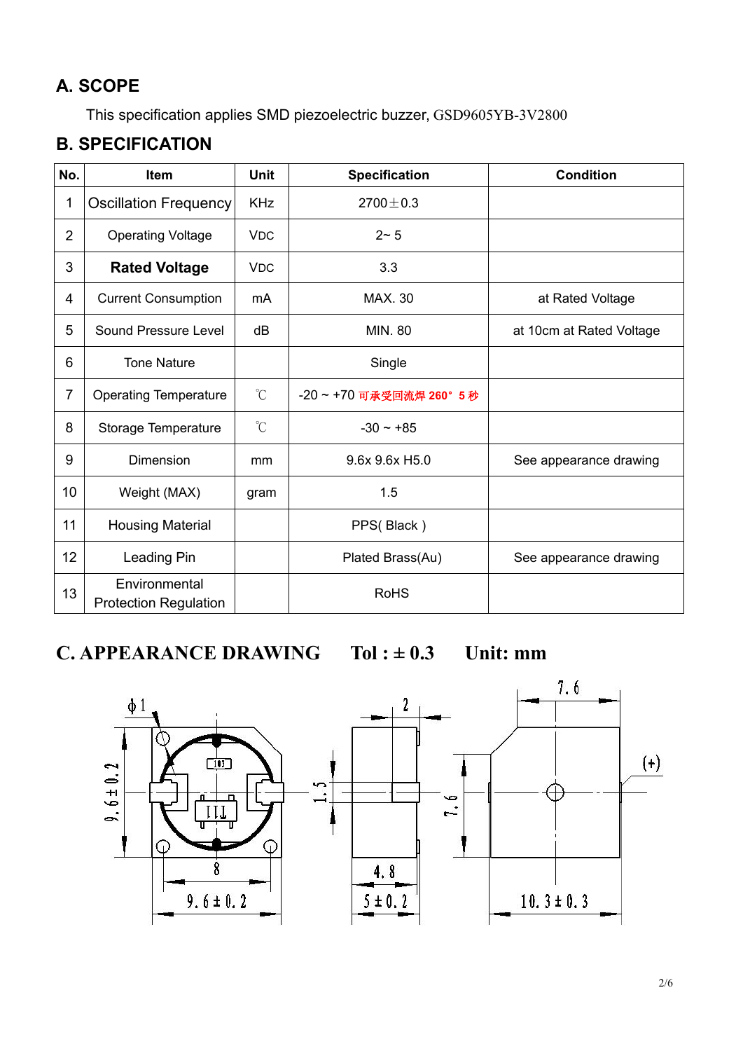## A. SCOPE

This specification applies SMD piezoelectric buzzer, GSD9605YB-3V2800

## B. SPECIFICATION

| No. | Item | Unit | Specification | Condition |
|---|---|---|---|---|
| 1 | Oscillation Frequency | KHz | 2700±0.3 | |
| 2 | Operating Voltage | VDC | 2~ 5 | |
| 3 | **Rated Voltage** | VDC | 3.3 | |
| 4 | Current Consumption | mA | MAX. 30 | at Rated Voltage |
| 5 | Sound Pressure Level | dB | MIN. 80 | at 10cm at Rated Voltage |
| 6 | Tone Nature | | Single | |
| 7 | Operating Temperature | ℃ | -20 ~ +70 可承受回流焊 260° 5 秒 | |
| 8 | Storage Temperature | ℃ | -30 ~ +85 | |
| 9 | Dimension | mm | 9.6x 9.6x H5.0 | See appearance drawing |
| 10 | Weight (MAX) | gram | 1.5 | |
| 11 | Housing Material | | PPS( Black ) | |
| 12 | Leading Pin | | Plated Brass(Au) | See appearance drawing |
| 13 | Environmental Protection Regulation | | RoHS | |

## C. APPEARANCE DRAWING  Tol : ± 0.3  Unit: mm

φ1, 9.6±0.2, 103, 8, 9.6±0.2, 2, 1.5, 4.8, 5±0.2, 7.6, 7.6, (+), 10.3±0.3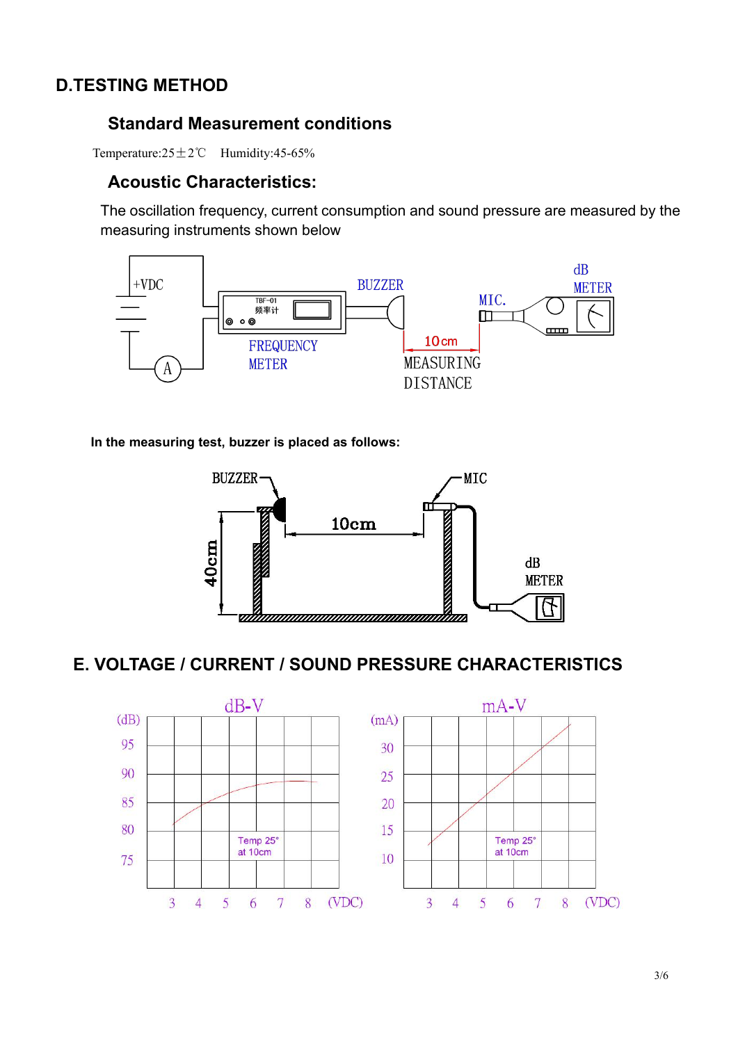## D.TESTING METHOD

### Standard Measurement conditions

Temperature:25±2℃ Humidity:45-65%

### Acoustic Characteristics:

The oscillation frequency, current consumption and sound pressure are measured by the measuring instruments shown below

+VDC

TBF-01 频率计

BUZZER

MIC.

dB METER

FREQUENCY METER

A

10cm

MEASURING DISTANCE

**In the measuring test, buzzer is placed as follows:**

BUZZER

MIC

10cm

40cm

dB METER

## E. VOLTAGE / CURRENT / SOUND PRESSURE CHARACTERISTICS

dB-V

(dB) 95 90 85 80 75

Temp 25° at 10cm

3 4 5 6 7 8 (VDC)

mA-V

(mA) 30 25 20 15 10

Temp 25° at 10cm

3 4 5 6 7 8 (VDC)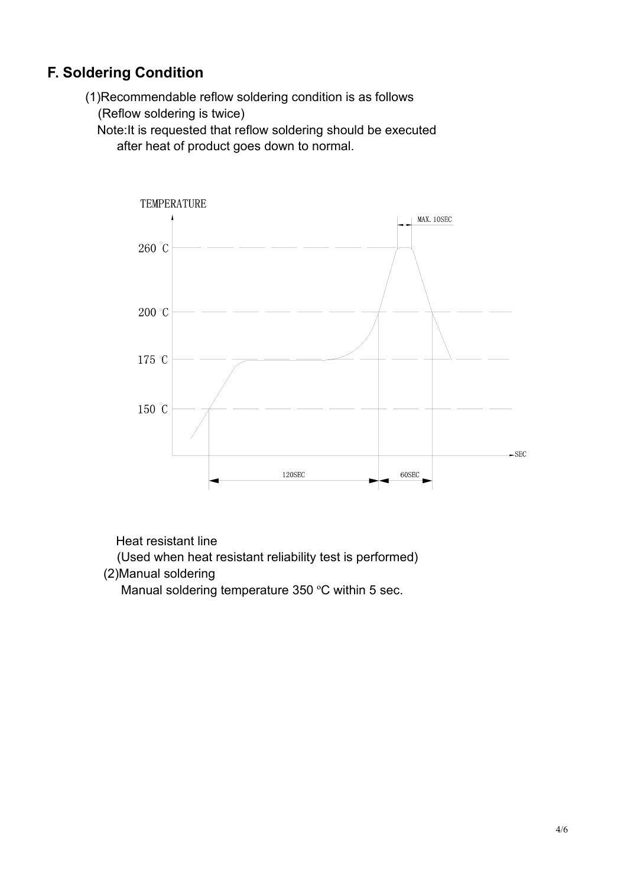## F. Soldering Condition

(1)Recommendable reflow soldering condition is as follows
(Reflow soldering is twice)
Note:It is requested that reflow soldering should be executed after heat of product goes down to normal.

TEMPERATURE

MAX. 10SEC

260 °C

200 °C

175 °C

150 °C

SEC

120SEC

60SEC

Heat resistant line
(Used when heat resistant reliability test is performed)

(2)Manual soldering
Manual soldering temperature 350 ºC within 5 sec.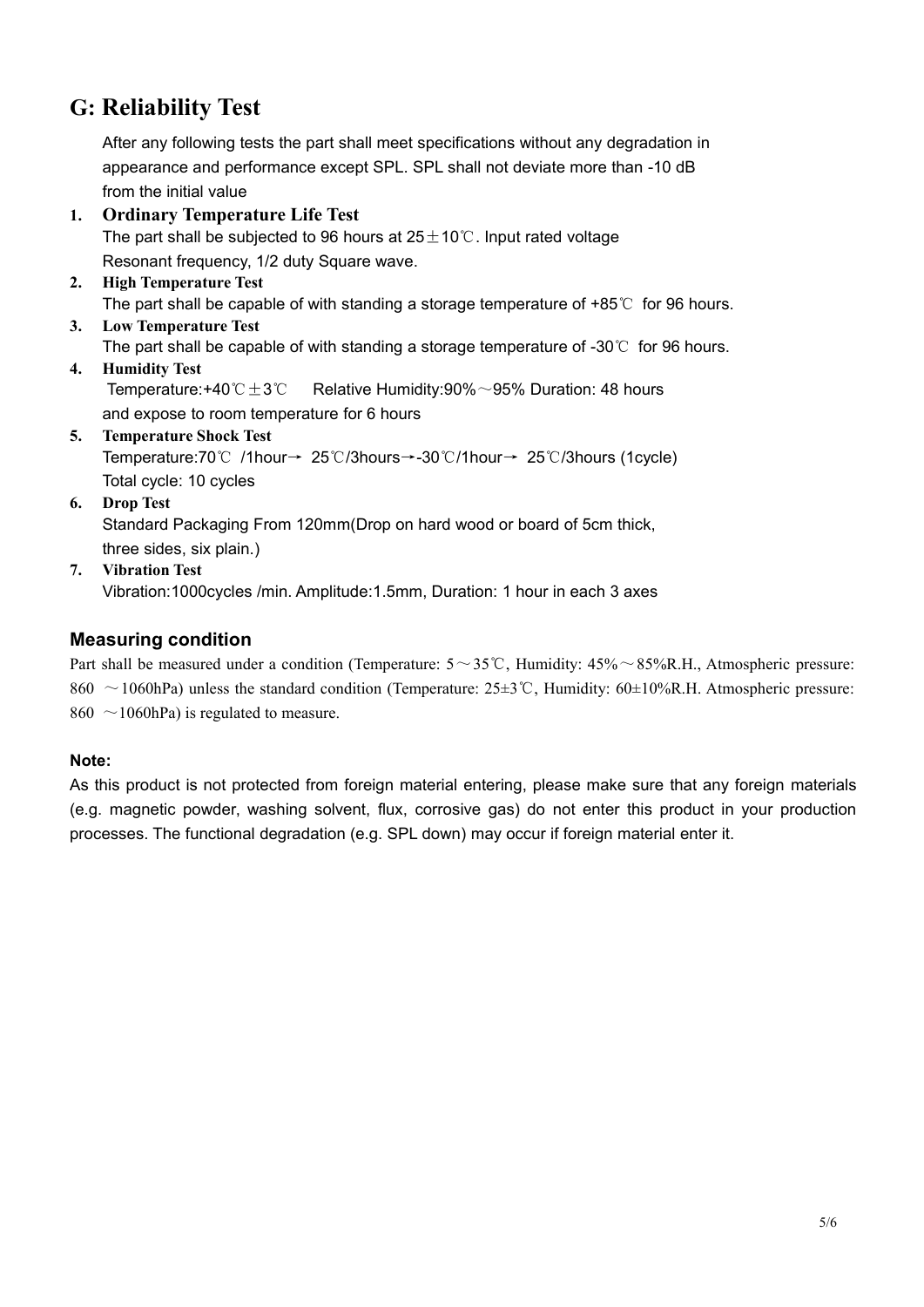## G: Reliability Test

After any following tests the part shall meet specifications without any degradation in appearance and performance except SPL. SPL shall not deviate more than -10 dB from the initial value

1. **Ordinary Temperature Life Test**
   The part shall be subjected to 96 hours at 25±10℃. Input rated voltage Resonant frequency, 1/2 duty Square wave.
2. **High Temperature Test**
   The part shall be capable of with standing a storage temperature of +85℃ for 96 hours.
3. **Low Temperature Test**
   The part shall be capable of with standing a storage temperature of -30℃ for 96 hours.
4. **Humidity Test**
   Temperature:+40℃±3℃ Relative Humidity:90%～95% Duration: 48 hours and expose to room temperature for 6 hours
5. **Temperature Shock Test**
   Temperature:70℃ /1hour→ 25℃/3hours→-30℃/1hour→ 25℃/3hours (1cycle)
   Total cycle: 10 cycles
6. **Drop Test**
   Standard Packaging From 120mm(Drop on hard wood or board of 5cm thick, three sides, six plain.)
7. **Vibration Test**
   Vibration:1000cycles /min. Amplitude:1.5mm, Duration: 1 hour in each 3 axes

### Measuring condition

Part shall be measured under a condition (Temperature: 5～35℃, Humidity: 45%～85%R.H., Atmospheric pressure: 860 ～1060hPa) unless the standard condition (Temperature: 25±3℃, Humidity: 60±10%R.H. Atmospheric pressure: 860 ～1060hPa) is regulated to measure.

**Note:**

As this product is not protected from foreign material entering, please make sure that any foreign materials (e.g. magnetic powder, washing solvent, flux, corrosive gas) do not enter this product in your production processes. The functional degradation (e.g. SPL down) may occur if foreign material enter it.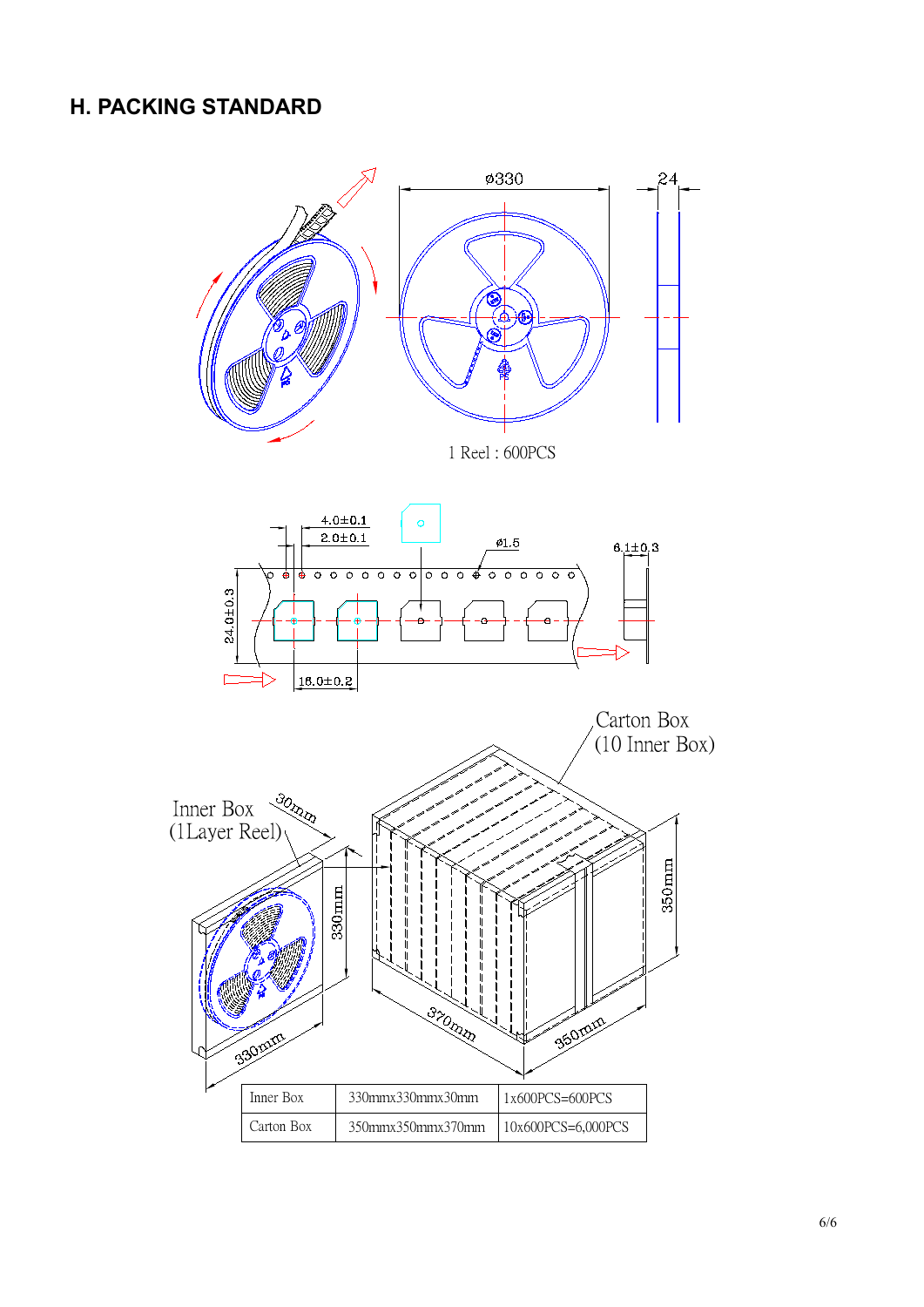## H. PACKING STANDARD

ø330

24

1 Reel : 600PCS

4.0±0.1

2.0±0.1

ø1.5

6.1±0.3

24.0±0.3

16.0±0.2

Carton Box
(10 Inner Box)

Inner Box
(1Layer Reel)

30mm

330mm

330mm

350mm

370mm

350mm

| | | |
|---|---|---|
| Inner Box | 330mmx330mmx30mm | 1x600PCS=600PCS |
| Carton Box | 350mmx350mmx370mm | 10x600PCS=6,000PCS |